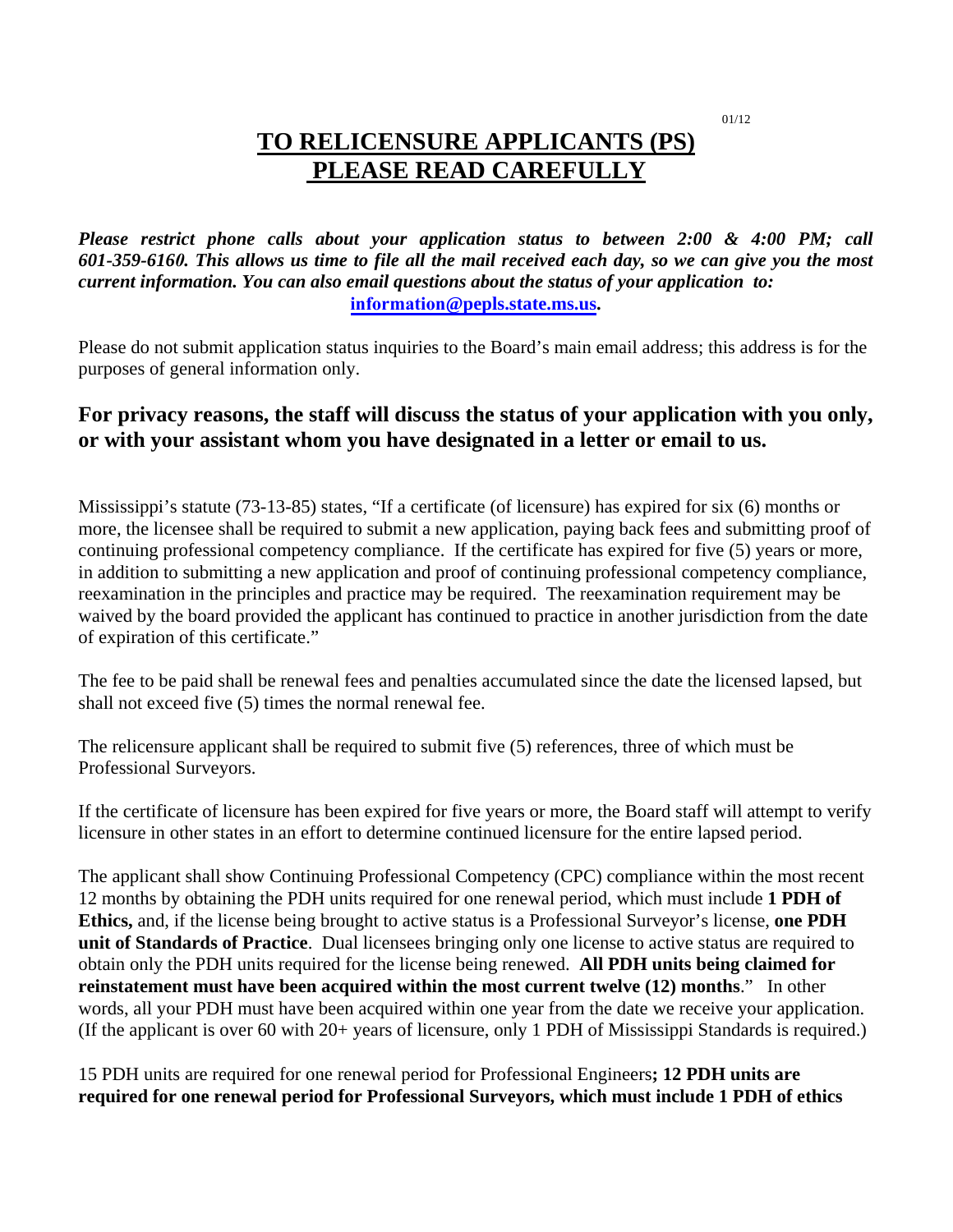01/12

# TO RELICENSURE APPLICANTS (PS)
# PLEASE READ CAREFULLY

***Please restrict phone calls about your application status to between 2:00 & 4:00 PM; call 601-359-6160. This allows us time to file all the mail received each day, so we can give you the most current information. You can also email questions about the status of your application to:*** **information@pepls.state.ms.us.**

Please do not submit application status inquiries to the Board's main email address; this address is for the purposes of general information only.

## For privacy reasons, the staff will discuss the status of your application with you only, or with your assistant whom you have designated in a letter or email to us.

Mississippi's statute (73-13-85) states, "If a certificate (of licensure) has expired for six (6) months or more, the licensee shall be required to submit a new application, paying back fees and submitting proof of continuing professional competency compliance. If the certificate has expired for five (5) years or more, in addition to submitting a new application and proof of continuing professional competency compliance, reexamination in the principles and practice may be required. The reexamination requirement may be waived by the board provided the applicant has continued to practice in another jurisdiction from the date of expiration of this certificate."

The fee to be paid shall be renewal fees and penalties accumulated since the date the licensed lapsed, but shall not exceed five (5) times the normal renewal fee.

The relicensure applicant shall be required to submit five (5) references, three of which must be Professional Surveyors.

If the certificate of licensure has been expired for five years or more, the Board staff will attempt to verify licensure in other states in an effort to determine continued licensure for the entire lapsed period.

The applicant shall show Continuing Professional Competency (CPC) compliance within the most recent 12 months by obtaining the PDH units required for one renewal period, which must include **1 PDH of Ethics,** and, if the license being brought to active status is a Professional Surveyor's license, **one PDH unit of Standards of Practice**. Dual licensees bringing only one license to active status are required to obtain only the PDH units required for the license being renewed. **All PDH units being claimed for reinstatement must have been acquired within the most current twelve (12) months**." In other words, all your PDH must have been acquired within one year from the date we receive your application. (If the applicant is over 60 with 20+ years of licensure, only 1 PDH of Mississippi Standards is required.)

15 PDH units are required for one renewal period for Professional Engineers**; 12 PDH units are required for one renewal period for Professional Surveyors, which must include 1 PDH of ethics**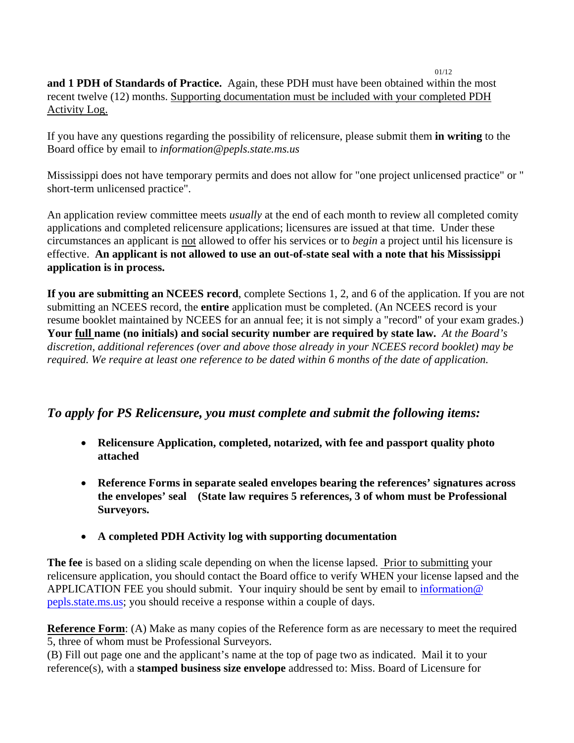**and 1 PDH of Standards of Practice.** Again, these PDH must have been obtained within the most recent twelve (12) months. Supporting documentation must be included with your completed PDH Activity Log.

If you have any questions regarding the possibility of relicensure, please submit them **in writing** to the Board office by email to *information@pepls.state.ms.us*

Mississippi does not have temporary permits and does not allow for "one project unlicensed practice" or " short-term unlicensed practice".

An application review committee meets *usually* at the end of each month to review all completed comity applications and completed relicensure applications; licensures are issued at that time. Under these circumstances an applicant is not allowed to offer his services or to *begin* a project until his licensure is effective. **An applicant is not allowed to use an out-of-state seal with a note that his Mississippi application is in process.**

**If you are submitting an NCEES record**, complete Sections 1, 2, and 6 of the application. If you are not submitting an NCEES record, the **entire** application must be completed. (An NCEES record is your resume booklet maintained by NCEES for an annual fee; it is not simply a "record" of your exam grades.) **Your full name (no initials) and social security number are required by state law.** *At the Board's discretion, additional references (over and above those already in your NCEES record booklet) may be required. We require at least one reference to be dated within 6 months of the date of application.*

## *To apply for PS Relicensure, you must complete and submit the following items:*

- **Relicensure Application, completed, notarized, with fee and passport quality photo attached**
- **Reference Forms in separate sealed envelopes bearing the references' signatures across the envelopes' seal (State law requires 5 references, 3 of whom must be Professional Surveyors.**
- **A completed PDH Activity log with supporting documentation**

**The fee** is based on a sliding scale depending on when the license lapsed. Prior to submitting your relicensure application, you should contact the Board office to verify WHEN your license lapsed and the APPLICATION FEE you should submit. Your inquiry should be sent by email to information@pepls.state.ms.us; you should receive a response within a couple of days.

**Reference Form**: (A) Make as many copies of the Reference form as are necessary to meet the required 5, three of whom must be Professional Surveyors.
(B) Fill out page one and the applicant's name at the top of page two as indicated. Mail it to your reference(s), with a **stamped business size envelope** addressed to: Miss. Board of Licensure for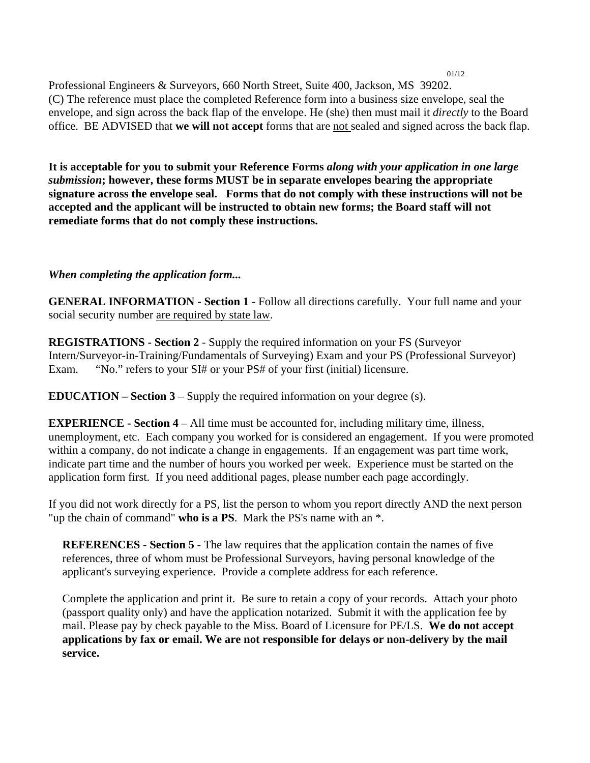Professional Engineers & Surveyors, 660 North Street, Suite 400, Jackson, MS 39202.

(C) The reference must place the completed Reference form into a business size envelope, seal the envelope, and sign across the back flap of the envelope. He (she) then must mail it *directly* to the Board office. BE ADVISED that **we will not accept** forms that are not sealed and signed across the back flap.

**It is acceptable for you to submit your Reference Forms *along with your application in one large submission*; however, these forms MUST be in separate envelopes bearing the appropriate signature across the envelope seal. Forms that do not comply with these instructions will not be accepted and the applicant will be instructed to obtain new forms; the Board staff will not remediate forms that do not comply these instructions.**

***When completing the application form...***

**GENERAL INFORMATION - Section 1** - Follow all directions carefully. Your full name and your social security number are required by state law.

**REGISTRATIONS - Section 2** - Supply the required information on your FS (Surveyor Intern/Surveyor-in-Training/Fundamentals of Surveying) Exam and your PS (Professional Surveyor) Exam. "No." refers to your SI# or your PS# of your first (initial) licensure.

**EDUCATION – Section 3** – Supply the required information on your degree (s).

**EXPERIENCE - Section 4** – All time must be accounted for, including military time, illness, unemployment, etc. Each company you worked for is considered an engagement. If you were promoted within a company, do not indicate a change in engagements. If an engagement was part time work, indicate part time and the number of hours you worked per week. Experience must be started on the application form first. If you need additional pages, please number each page accordingly.

If you did not work directly for a PS, list the person to whom you report directly AND the next person "up the chain of command" **who is a PS**. Mark the PS's name with an *.

**REFERENCES - Section 5** - The law requires that the application contain the names of five references, three of whom must be Professional Surveyors, having personal knowledge of the applicant's surveying experience. Provide a complete address for each reference.

Complete the application and print it. Be sure to retain a copy of your records. Attach your photo (passport quality only) and have the application notarized. Submit it with the application fee by mail. Please pay by check payable to the Miss. Board of Licensure for PE/LS. **We do not accept applications by fax or email. We are not responsible for delays or non-delivery by the mail service.**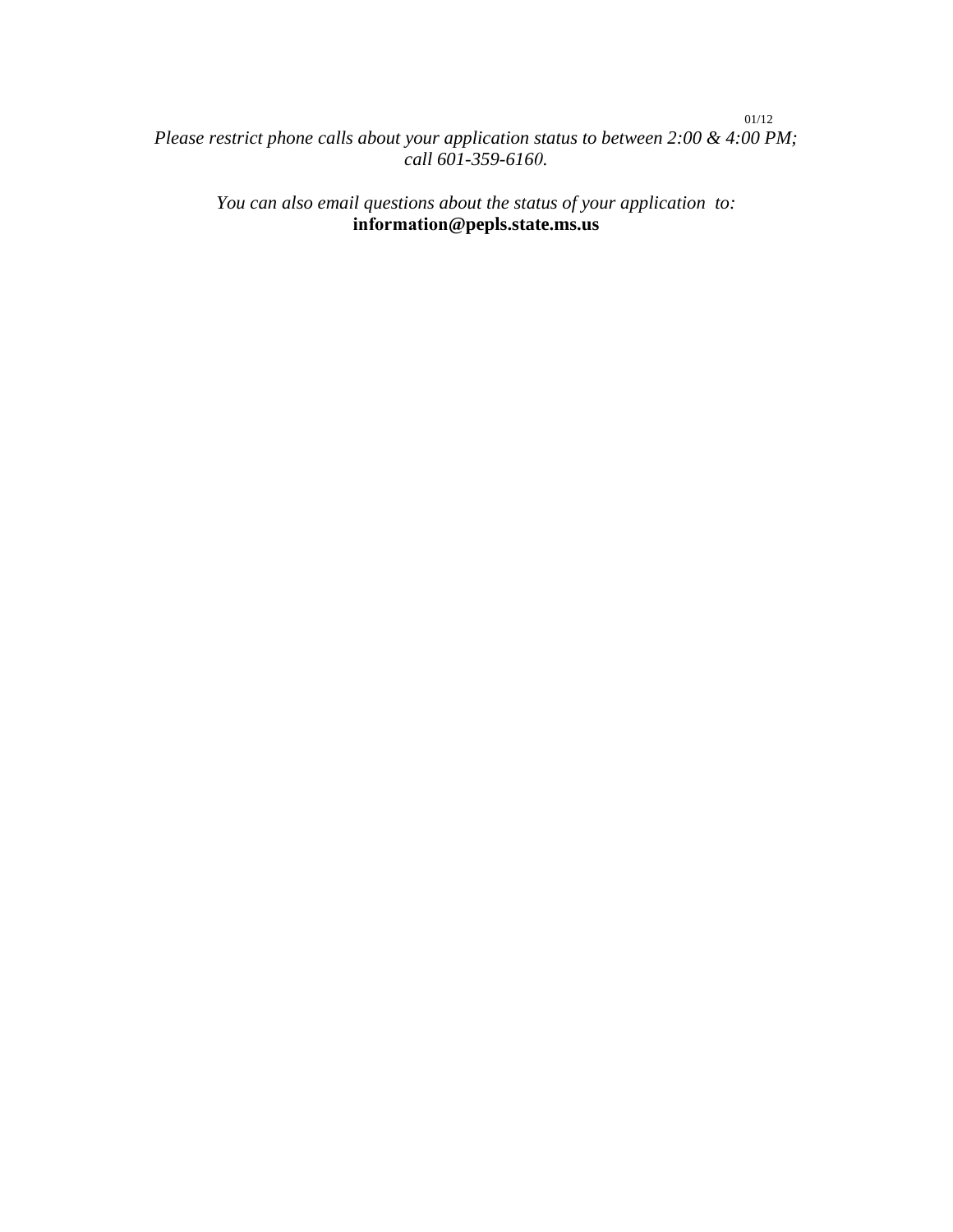01/12

*Please restrict phone calls about your application status to between 2:00 & 4:00 PM; call 601-359-6160.*

*You can also email questions about the status of your application to:*
**information@pepls.state.ms.us**